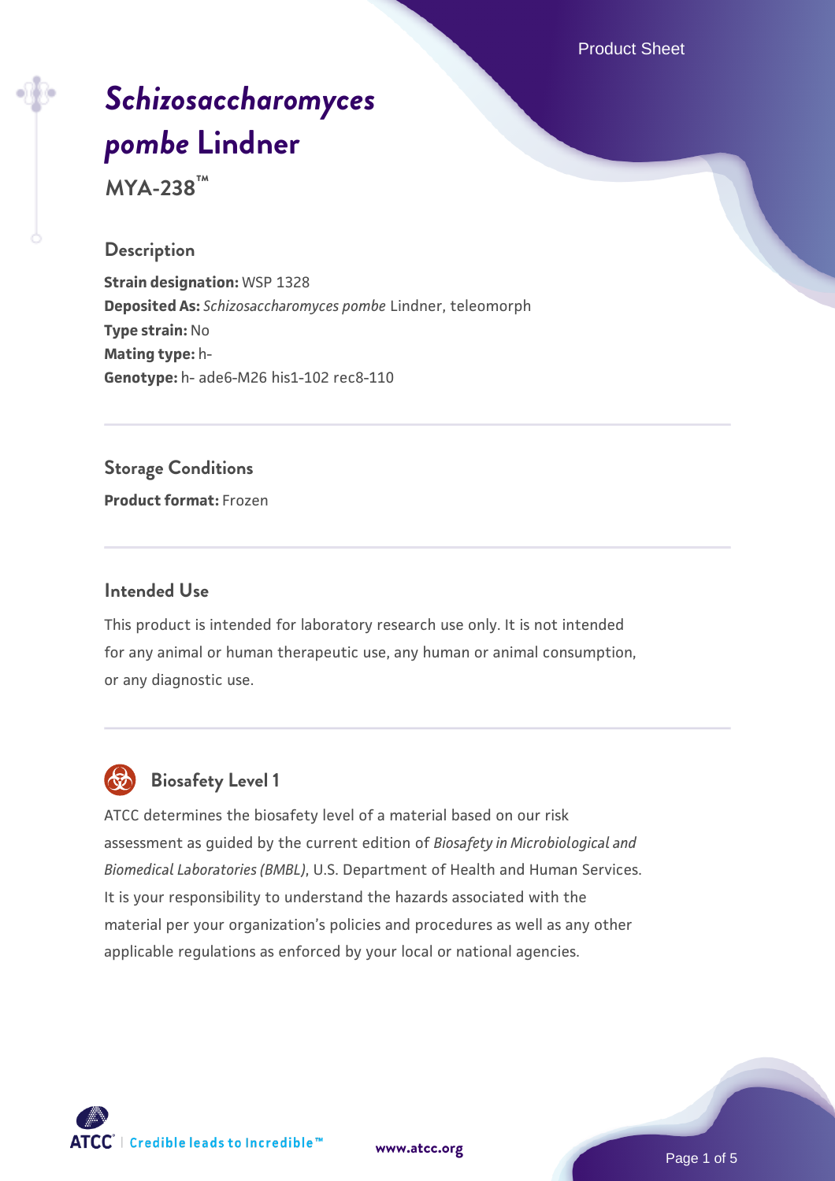# *Schizosaccharomyces pombe* Lindner

**MYA-238™**

## Description

**Strain designation:** WSP 1328
**Deposited As:** *Schizosaccharomyces pombe* Lindner, teleomorph
**Type strain:** No
**Mating type:** h-
**Genotype:** h- ade6-M26 his1-102 rec8-110

## Storage Conditions

**Product format:** Frozen

## Intended Use

This product is intended for laboratory research use only. It is not intended for any animal or human therapeutic use, any human or animal consumption, or any diagnostic use.

## Biosafety Level 1

ATCC determines the biosafety level of a material based on our risk assessment as guided by the current edition of *Biosafety in Microbiological and Biomedical Laboratories (BMBL)*, U.S. Department of Health and Human Services. It is your responsibility to understand the hazards associated with the material per your organization's policies and procedures as well as any other applicable regulations as enforced by your local or national agencies.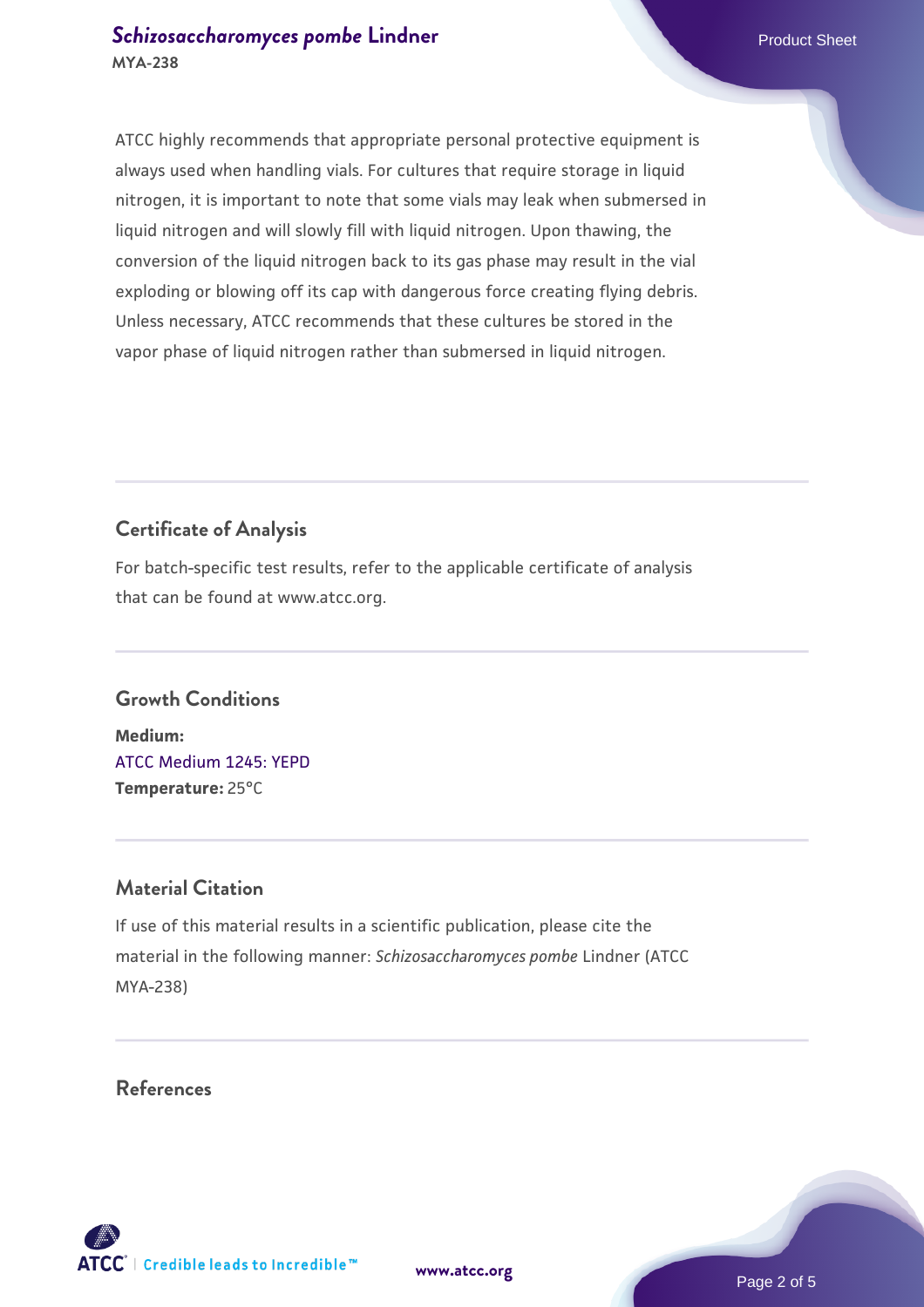ATCC highly recommends that appropriate personal protective equipment is always used when handling vials. For cultures that require storage in liquid nitrogen, it is important to note that some vials may leak when submersed in liquid nitrogen and will slowly fill with liquid nitrogen. Upon thawing, the conversion of the liquid nitrogen back to its gas phase may result in the vial exploding or blowing off its cap with dangerous force creating flying debris. Unless necessary, ATCC recommends that these cultures be stored in the vapor phase of liquid nitrogen rather than submersed in liquid nitrogen.

## Certificate of Analysis

For batch-specific test results, refer to the applicable certificate of analysis that can be found at www.atcc.org.

## Growth Conditions

**Medium:**
ATCC Medium 1245: YEPD
**Temperature:** 25°C

## Material Citation

If use of this material results in a scientific publication, please cite the material in the following manner: *Schizosaccharomyces pombe* Lindner (ATCC MYA-238)

## References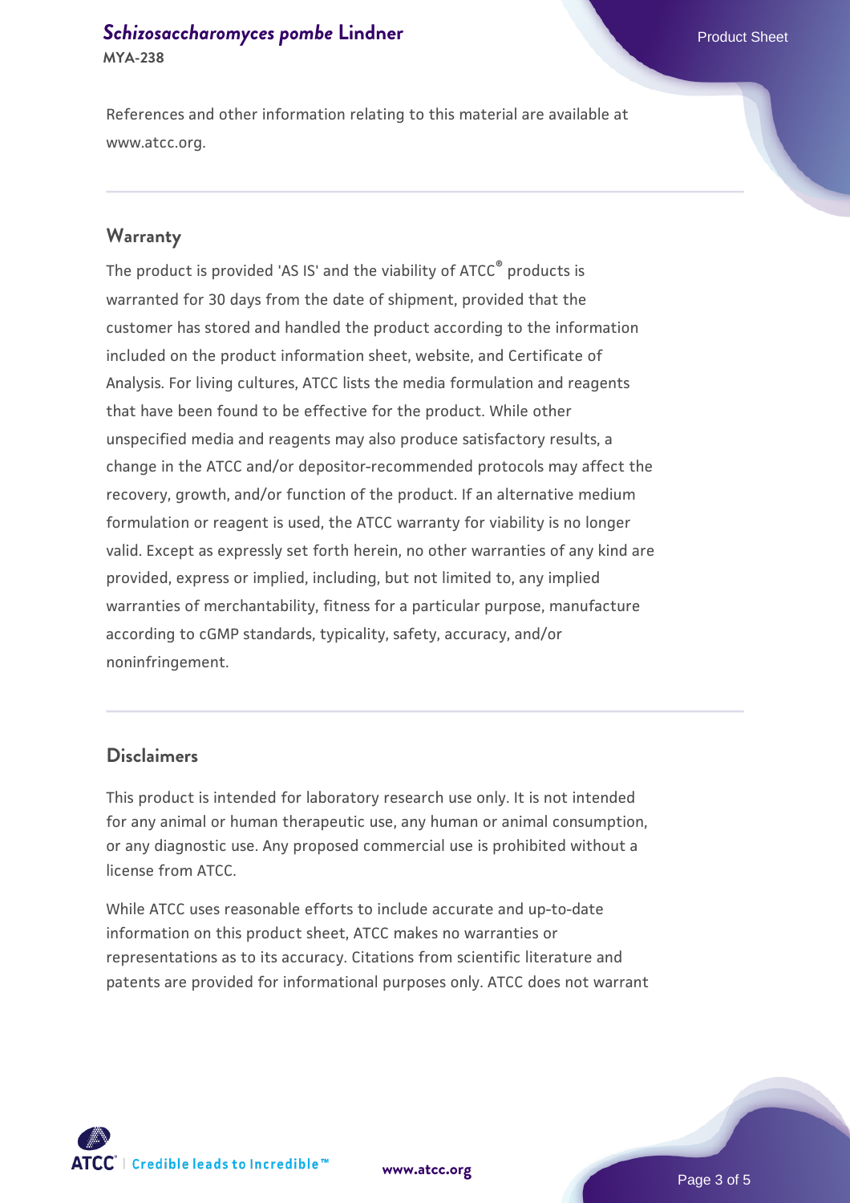References and other information relating to this material are available at www.atcc.org.

## Warranty

The product is provided 'AS IS' and the viability of ATCC® products is warranted for 30 days from the date of shipment, provided that the customer has stored and handled the product according to the information included on the product information sheet, website, and Certificate of Analysis. For living cultures, ATCC lists the media formulation and reagents that have been found to be effective for the product. While other unspecified media and reagents may also produce satisfactory results, a change in the ATCC and/or depositor-recommended protocols may affect the recovery, growth, and/or function of the product. If an alternative medium formulation or reagent is used, the ATCC warranty for viability is no longer valid. Except as expressly set forth herein, no other warranties of any kind are provided, express or implied, including, but not limited to, any implied warranties of merchantability, fitness for a particular purpose, manufacture according to cGMP standards, typicality, safety, accuracy, and/or noninfringement.

## Disclaimers

This product is intended for laboratory research use only. It is not intended for any animal or human therapeutic use, any human or animal consumption, or any diagnostic use. Any proposed commercial use is prohibited without a license from ATCC.

While ATCC uses reasonable efforts to include accurate and up-to-date information on this product sheet, ATCC makes no warranties or representations as to its accuracy. Citations from scientific literature and patents are provided for informational purposes only. ATCC does not warrant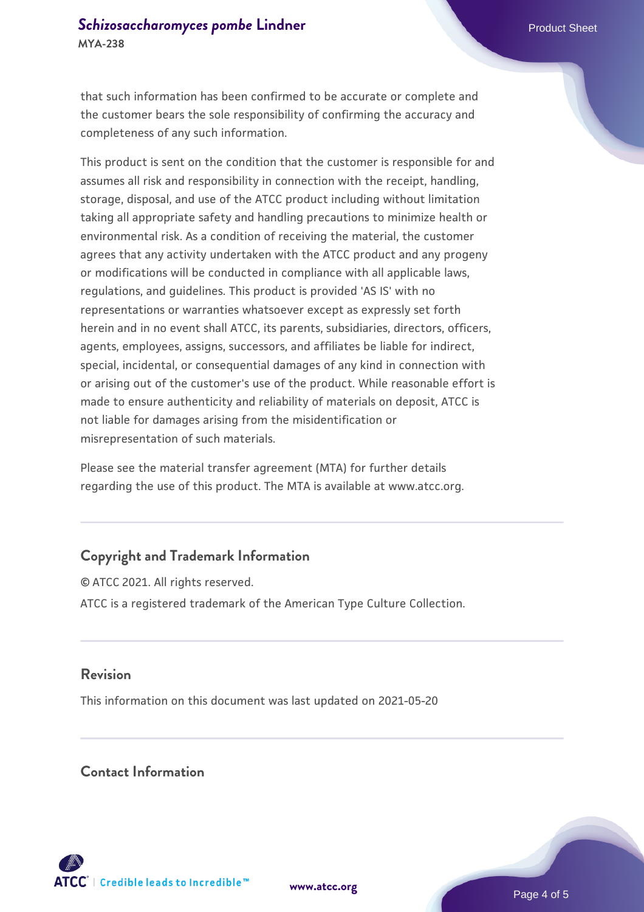that such information has been confirmed to be accurate or complete and the customer bears the sole responsibility of confirming the accuracy and completeness of any such information.

This product is sent on the condition that the customer is responsible for and assumes all risk and responsibility in connection with the receipt, handling, storage, disposal, and use of the ATCC product including without limitation taking all appropriate safety and handling precautions to minimize health or environmental risk. As a condition of receiving the material, the customer agrees that any activity undertaken with the ATCC product and any progeny or modifications will be conducted in compliance with all applicable laws, regulations, and guidelines. This product is provided 'AS IS' with no representations or warranties whatsoever except as expressly set forth herein and in no event shall ATCC, its parents, subsidiaries, directors, officers, agents, employees, assigns, successors, and affiliates be liable for indirect, special, incidental, or consequential damages of any kind in connection with or arising out of the customer's use of the product. While reasonable effort is made to ensure authenticity and reliability of materials on deposit, ATCC is not liable for damages arising from the misidentification or misrepresentation of such materials.

Please see the material transfer agreement (MTA) for further details regarding the use of this product. The MTA is available at www.atcc.org.

## Copyright and Trademark Information

© ATCC 2021. All rights reserved.

ATCC is a registered trademark of the American Type Culture Collection.

## Revision

This information on this document was last updated on 2021-05-20

## Contact Information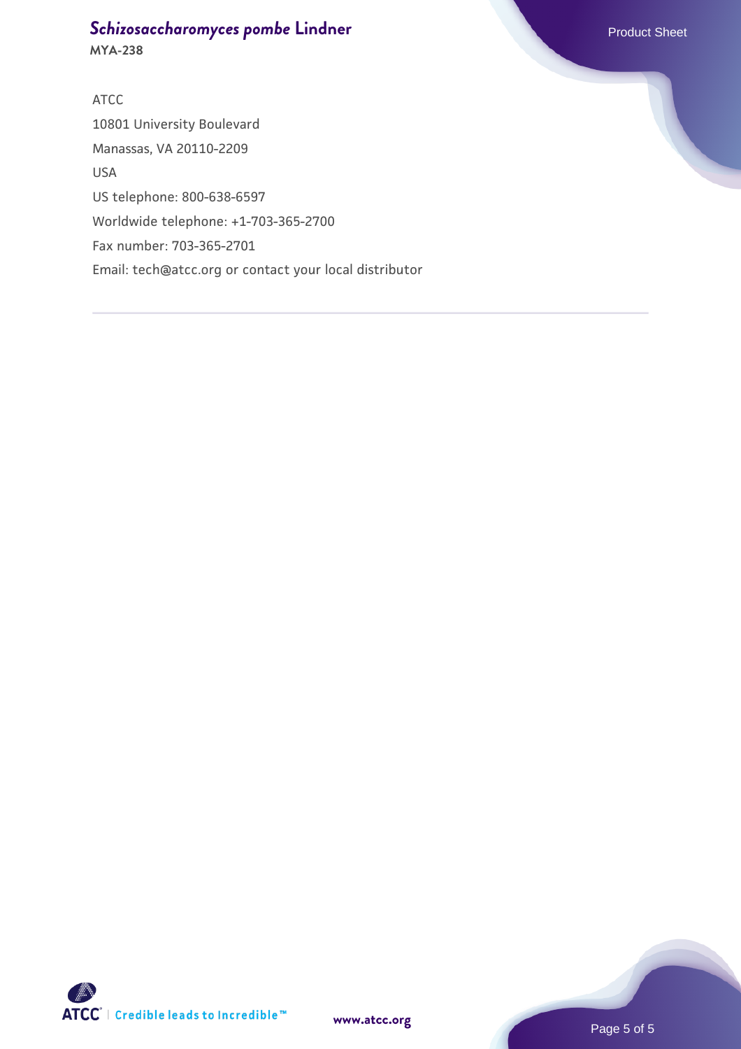ATCC

10801 University Boulevard

Manassas, VA 20110-2209

USA

US telephone: 800-638-6597

Worldwide telephone: +1-703-365-2700

Fax number: 703-365-2701

Email: tech@atcc.org or contact your local distributor